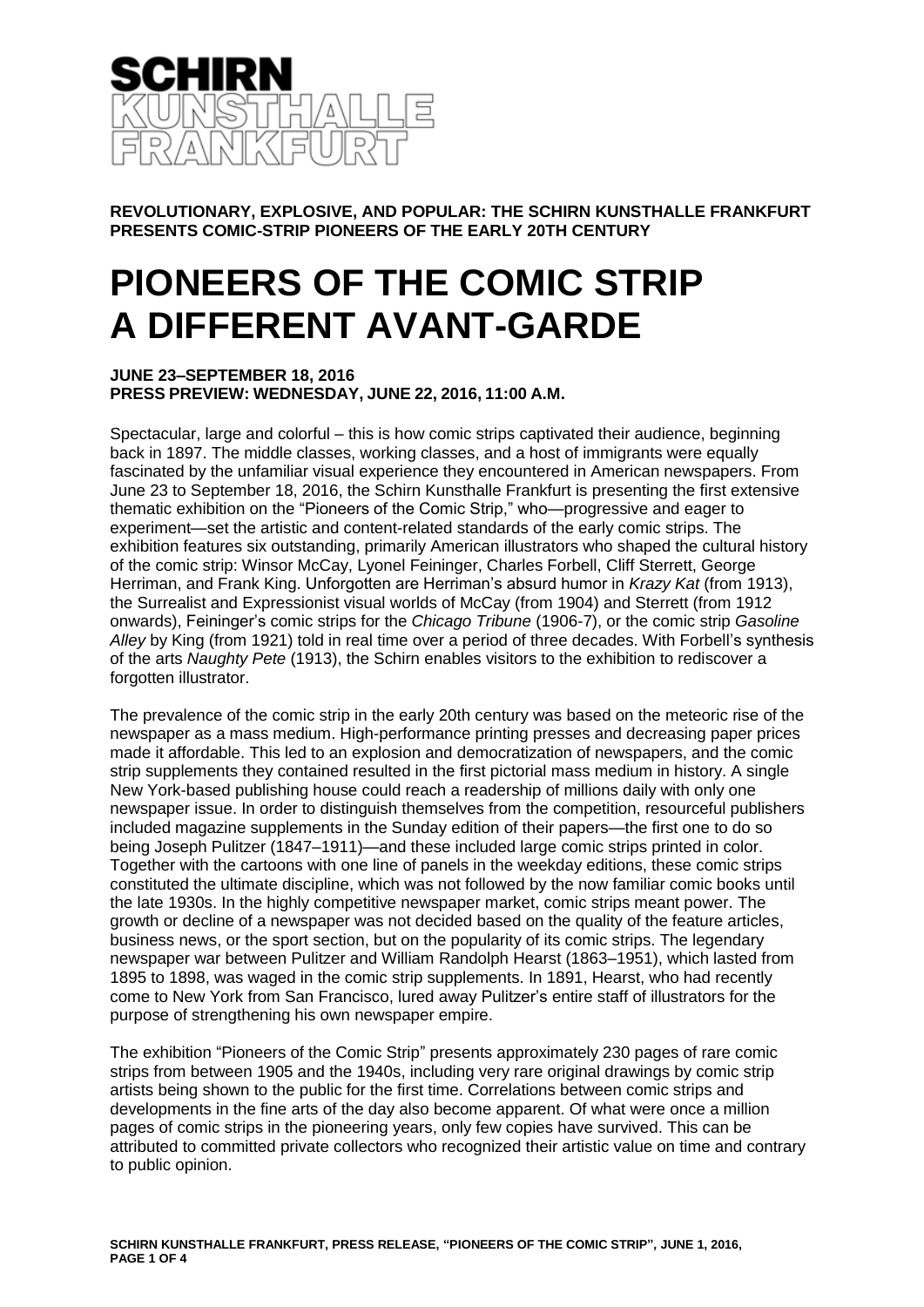SCHIRN KUNSTHALLE FRANKFURT

**REVOLUTIONARY, EXPLOSIVE, AND POPULAR: THE SCHIRN KUNSTHALLE FRANKFURT PRESENTS COMIC-STRIP PIONEERS OF THE EARLY 20TH CENTURY**

# PIONEERS OF THE COMIC STRIP A DIFFERENT AVANT-GARDE

**JUNE 23–SEPTEMBER 18, 2016**
**PRESS PREVIEW: WEDNESDAY, JUNE 22, 2016, 11:00 A.M.**

Spectacular, large and colorful – this is how comic strips captivated their audience, beginning back in 1897. The middle classes, working classes, and a host of immigrants were equally fascinated by the unfamiliar visual experience they encountered in American newspapers. From June 23 to September 18, 2016, the Schirn Kunsthalle Frankfurt is presenting the first extensive thematic exhibition on the "Pioneers of the Comic Strip," who—progressive and eager to experiment—set the artistic and content-related standards of the early comic strips. The exhibition features six outstanding, primarily American illustrators who shaped the cultural history of the comic strip: Winsor McCay, Lyonel Feininger, Charles Forbell, Cliff Sterrett, George Herriman, and Frank King. Unforgotten are Herriman's absurd humor in *Krazy Kat* (from 1913), the Surrealist and Expressionist visual worlds of McCay (from 1904) and Sterrett (from 1912 onwards), Feininger's comic strips for the *Chicago Tribune* (1906-7), or the comic strip *Gasoline Alley* by King (from 1921) told in real time over a period of three decades. With Forbell's synthesis of the arts *Naughty Pete* (1913), the Schirn enables visitors to the exhibition to rediscover a forgotten illustrator.

The prevalence of the comic strip in the early 20th century was based on the meteoric rise of the newspaper as a mass medium. High-performance printing presses and decreasing paper prices made it affordable. This led to an explosion and democratization of newspapers, and the comic strip supplements they contained resulted in the first pictorial mass medium in history. A single New York-based publishing house could reach a readership of millions daily with only one newspaper issue. In order to distinguish themselves from the competition, resourceful publishers included magazine supplements in the Sunday edition of their papers—the first one to do so being Joseph Pulitzer (1847–1911)—and these included large comic strips printed in color. Together with the cartoons with one line of panels in the weekday editions, these comic strips constituted the ultimate discipline, which was not followed by the now familiar comic books until the late 1930s. In the highly competitive newspaper market, comic strips meant power. The growth or decline of a newspaper was not decided based on the quality of the feature articles, business news, or the sport section, but on the popularity of its comic strips. The legendary newspaper war between Pulitzer and William Randolph Hearst (1863–1951), which lasted from 1895 to 1898, was waged in the comic strip supplements. In 1891, Hearst, who had recently come to New York from San Francisco, lured away Pulitzer's entire staff of illustrators for the purpose of strengthening his own newspaper empire.

The exhibition "Pioneers of the Comic Strip" presents approximately 230 pages of rare comic strips from between 1905 and the 1940s, including very rare original drawings by comic strip artists being shown to the public for the first time. Correlations between comic strips and developments in the fine arts of the day also become apparent. Of what were once a million pages of comic strips in the pioneering years, only few copies have survived. This can be attributed to committed private collectors who recognized their artistic value on time and contrary to public opinion.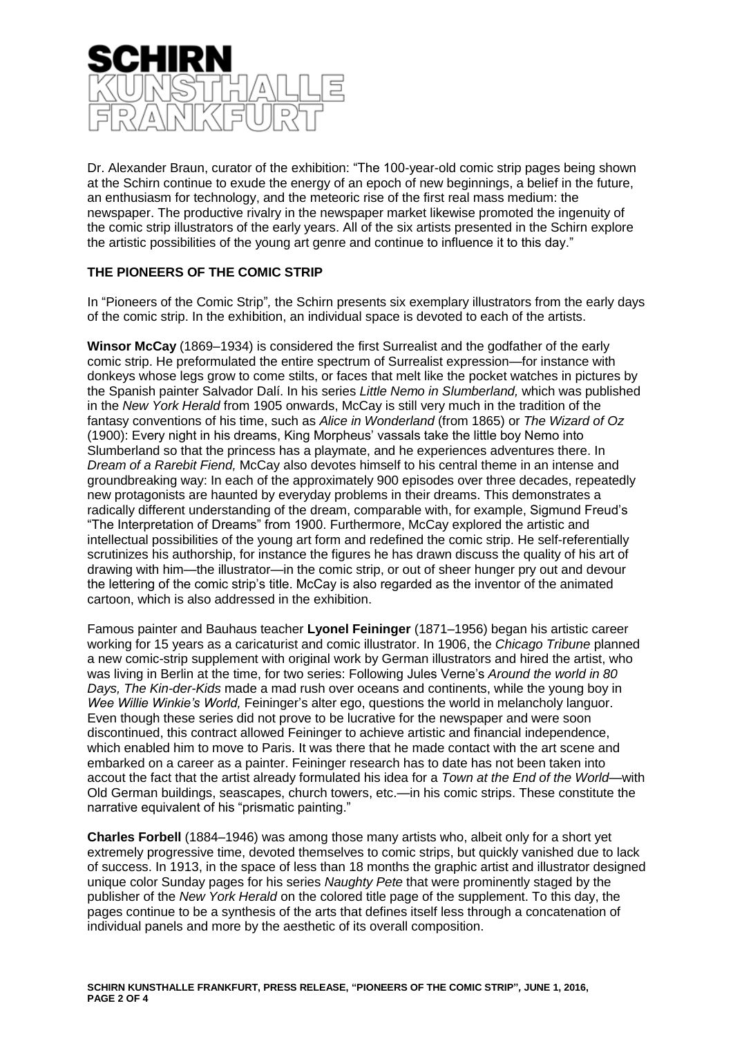Dr. Alexander Braun, curator of the exhibition: "The 100-year-old comic strip pages being shown at the Schirn continue to exude the energy of an epoch of new beginnings, a belief in the future, an enthusiasm for technology, and the meteoric rise of the first real mass medium: the newspaper. The productive rivalry in the newspaper market likewise promoted the ingenuity of the comic strip illustrators of the early years. All of the six artists presented in the Schirn explore the artistic possibilities of the young art genre and continue to influence it to this day."

## THE PIONEERS OF THE COMIC STRIP

In "Pioneers of the Comic Strip"*,* the Schirn presents six exemplary illustrators from the early days of the comic strip. In the exhibition, an individual space is devoted to each of the artists.

**Winsor McCay** (1869–1934) is considered the first Surrealist and the godfather of the early comic strip. He preformulated the entire spectrum of Surrealist expression—for instance with donkeys whose legs grow to come stilts, or faces that melt like the pocket watches in pictures by the Spanish painter Salvador Dalí. In his series *Little Nemo in Slumberland,* which was published in the *New York Herald* from 1905 onwards, McCay is still very much in the tradition of the fantasy conventions of his time, such as *Alice in Wonderland* (from 1865) or *The Wizard of Oz* (1900): Every night in his dreams, King Morpheus' vassals take the little boy Nemo into Slumberland so that the princess has a playmate, and he experiences adventures there. In *Dream of a Rarebit Fiend,* McCay also devotes himself to his central theme in an intense and groundbreaking way: In each of the approximately 900 episodes over three decades, repeatedly new protagonists are haunted by everyday problems in their dreams. This demonstrates a radically different understanding of the dream, comparable with, for example, Sigmund Freud's "The Interpretation of Dreams" from 1900. Furthermore, McCay explored the artistic and intellectual possibilities of the young art form and redefined the comic strip. He self-referentially scrutinizes his authorship, for instance the figures he has drawn discuss the quality of his art of drawing with him—the illustrator—in the comic strip, or out of sheer hunger pry out and devour the lettering of the comic strip's title. McCay is also regarded as the inventor of the animated cartoon, which is also addressed in the exhibition.

Famous painter and Bauhaus teacher **Lyonel Feininger** (1871–1956) began his artistic career working for 15 years as a caricaturist and comic illustrator. In 1906, the *Chicago Tribune* planned a new comic-strip supplement with original work by German illustrators and hired the artist, who was living in Berlin at the time, for two series: Following Jules Verne's *Around the world in 80 Days, The Kin-der-Kids* made a mad rush over oceans and continents, while the young boy in *Wee Willie Winkie's World,* Feininger's alter ego, questions the world in melancholy languor. Even though these series did not prove to be lucrative for the newspaper and were soon discontinued, this contract allowed Feininger to achieve artistic and financial independence, which enabled him to move to Paris. It was there that he made contact with the art scene and embarked on a career as a painter. Feininger research has to date has not been taken into accout the fact that the artist already formulated his idea for a *Town at the End of the World*—with Old German buildings, seascapes, church towers, etc.—in his comic strips. These constitute the narrative equivalent of his "prismatic painting."

**Charles Forbell** (1884–1946) was among those many artists who, albeit only for a short yet extremely progressive time, devoted themselves to comic strips, but quickly vanished due to lack of success. In 1913, in the space of less than 18 months the graphic artist and illustrator designed unique color Sunday pages for his series *Naughty Pete* that were prominently staged by the publisher of the *New York Herald* on the colored title page of the supplement. To this day, the pages continue to be a synthesis of the arts that defines itself less through a concatenation of individual panels and more by the aesthetic of its overall composition.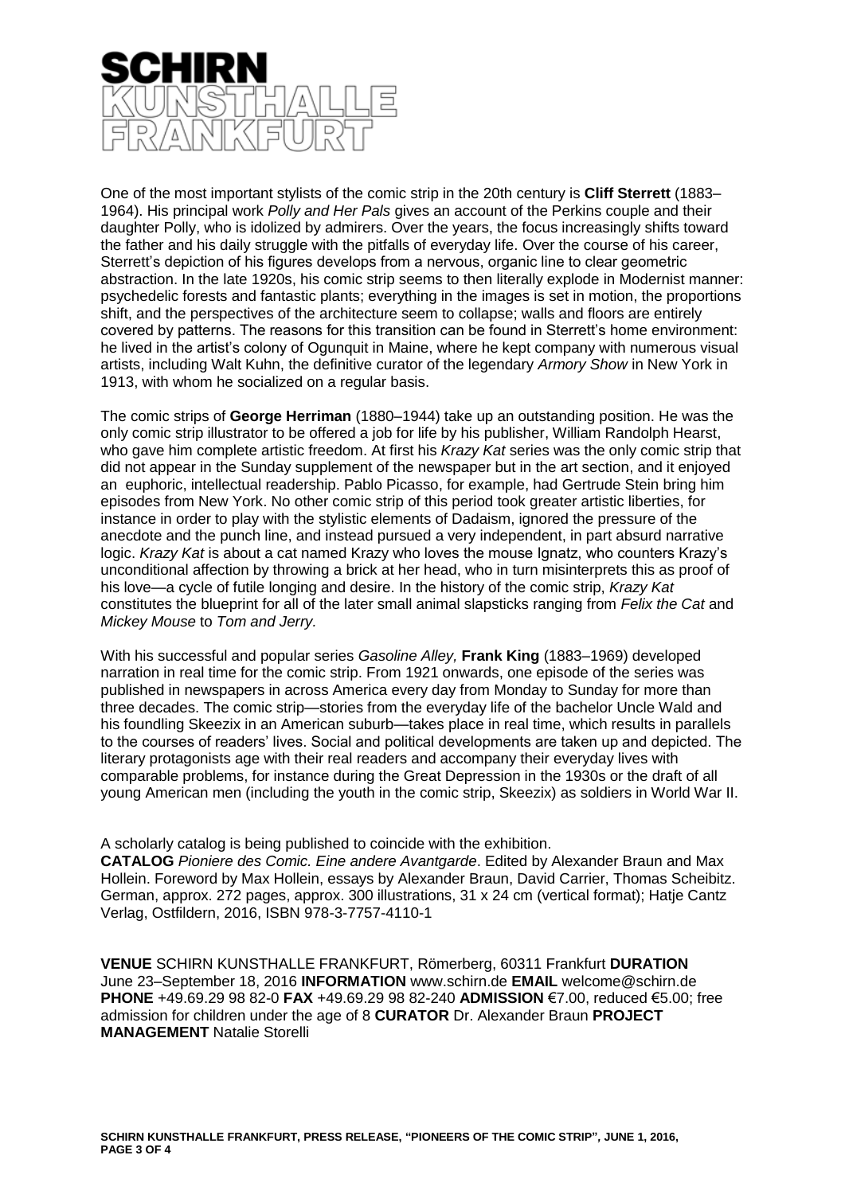One of the most important stylists of the comic strip in the 20th century is **Cliff Sterrett** (1883–1964). His principal work *Polly and Her Pals* gives an account of the Perkins couple and their daughter Polly, who is idolized by admirers. Over the years, the focus increasingly shifts toward the father and his daily struggle with the pitfalls of everyday life. Over the course of his career, Sterrett's depiction of his figures develops from a nervous, organic line to clear geometric abstraction. In the late 1920s, his comic strip seems to then literally explode in Modernist manner: psychedelic forests and fantastic plants; everything in the images is set in motion, the proportions shift, and the perspectives of the architecture seem to collapse; walls and floors are entirely covered by patterns. The reasons for this transition can be found in Sterrett's home environment: he lived in the artist's colony of Ogunquit in Maine, where he kept company with numerous visual artists, including Walt Kuhn, the definitive curator of the legendary *Armory Show* in New York in 1913, with whom he socialized on a regular basis.

The comic strips of **George Herriman** (1880–1944) take up an outstanding position. He was the only comic strip illustrator to be offered a job for life by his publisher, William Randolph Hearst, who gave him complete artistic freedom. At first his *Krazy Kat* series was the only comic strip that did not appear in the Sunday supplement of the newspaper but in the art section, and it enjoyed an euphoric, intellectual readership. Pablo Picasso, for example, had Gertrude Stein bring him episodes from New York. No other comic strip of this period took greater artistic liberties, for instance in order to play with the stylistic elements of Dadaism, ignored the pressure of the anecdote and the punch line, and instead pursued a very independent, in part absurd narrative logic. *Krazy Kat* is about a cat named Krazy who loves the mouse Ignatz, who counters Krazy's unconditional affection by throwing a brick at her head, who in turn misinterprets this as proof of his love—a cycle of futile longing and desire. In the history of the comic strip, *Krazy Kat* constitutes the blueprint for all of the later small animal slapsticks ranging from *Felix the Cat* and *Mickey Mouse* to *Tom and Jerry.*

With his successful and popular series *Gasoline Alley,* **Frank King** (1883–1969) developed narration in real time for the comic strip. From 1921 onwards, one episode of the series was published in newspapers in across America every day from Monday to Sunday for more than three decades. The comic strip—stories from the everyday life of the bachelor Uncle Wald and his foundling Skeezix in an American suburb—takes place in real time, which results in parallels to the courses of readers' lives. Social and political developments are taken up and depicted. The literary protagonists age with their real readers and accompany their everyday lives with comparable problems, for instance during the Great Depression in the 1930s or the draft of all young American men (including the youth in the comic strip, Skeezix) as soldiers in World War II.

A scholarly catalog is being published to coincide with the exhibition.
**CATALOG** *Pioniere des Comic. Eine andere Avantgarde*. Edited by Alexander Braun and Max Hollein. Foreword by Max Hollein, essays by Alexander Braun, David Carrier, Thomas Scheibitz. German, approx. 272 pages, approx. 300 illustrations, 31 x 24 cm (vertical format); Hatje Cantz Verlag, Ostfildern, 2016, ISBN 978-3-7757-4110-1

**VENUE** SCHIRN KUNSTHALLE FRANKFURT, Römerberg, 60311 Frankfurt **DURATION** June 23–September 18, 2016 **INFORMATION** www.schirn.de **EMAIL** welcome@schirn.de **PHONE** +49.69.29 98 82-0 **FAX** +49.69.29 98 82-240 **ADMISSION** €7.00, reduced €5.00; free admission for children under the age of 8 **CURATOR** Dr. Alexander Braun **PROJECT MANAGEMENT** Natalie Storelli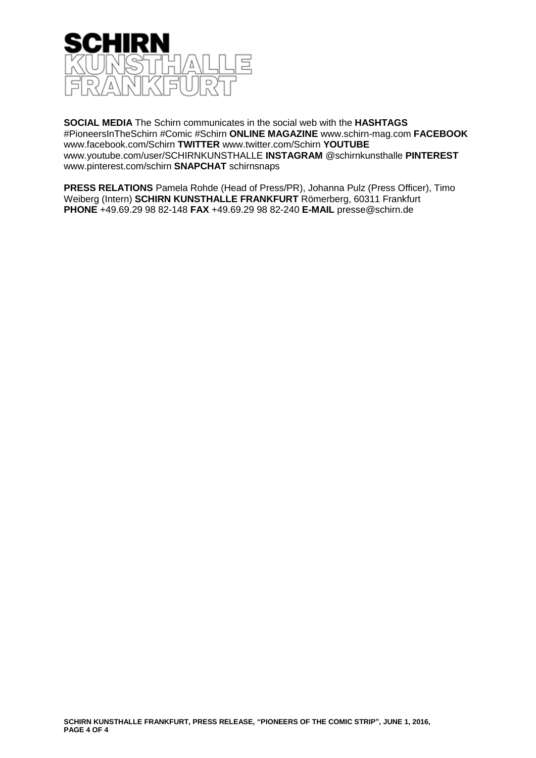**SOCIAL MEDIA** The Schirn communicates in the social web with the **HASHTAGS** #PioneersInTheSchirn #Comic #Schirn **ONLINE MAGAZINE** www.schirn-mag.com **FACEBOOK** www.facebook.com/Schirn **TWITTER** www.twitter.com/Schirn **YOUTUBE** www.youtube.com/user/SCHIRNKUNSTHALLE **INSTAGRAM** @schirnkunsthalle **PINTEREST** www.pinterest.com/schirn **SNAPCHAT** schirnsnaps

**PRESS RELATIONS** Pamela Rohde (Head of Press/PR), Johanna Pulz (Press Officer), Timo Weiberg (Intern) **SCHIRN KUNSTHALLE FRANKFURT** Römerberg, 60311 Frankfurt **PHONE** +49.69.29 98 82-148 **FAX** +49.69.29 98 82-240 **E-MAIL** presse@schirn.de